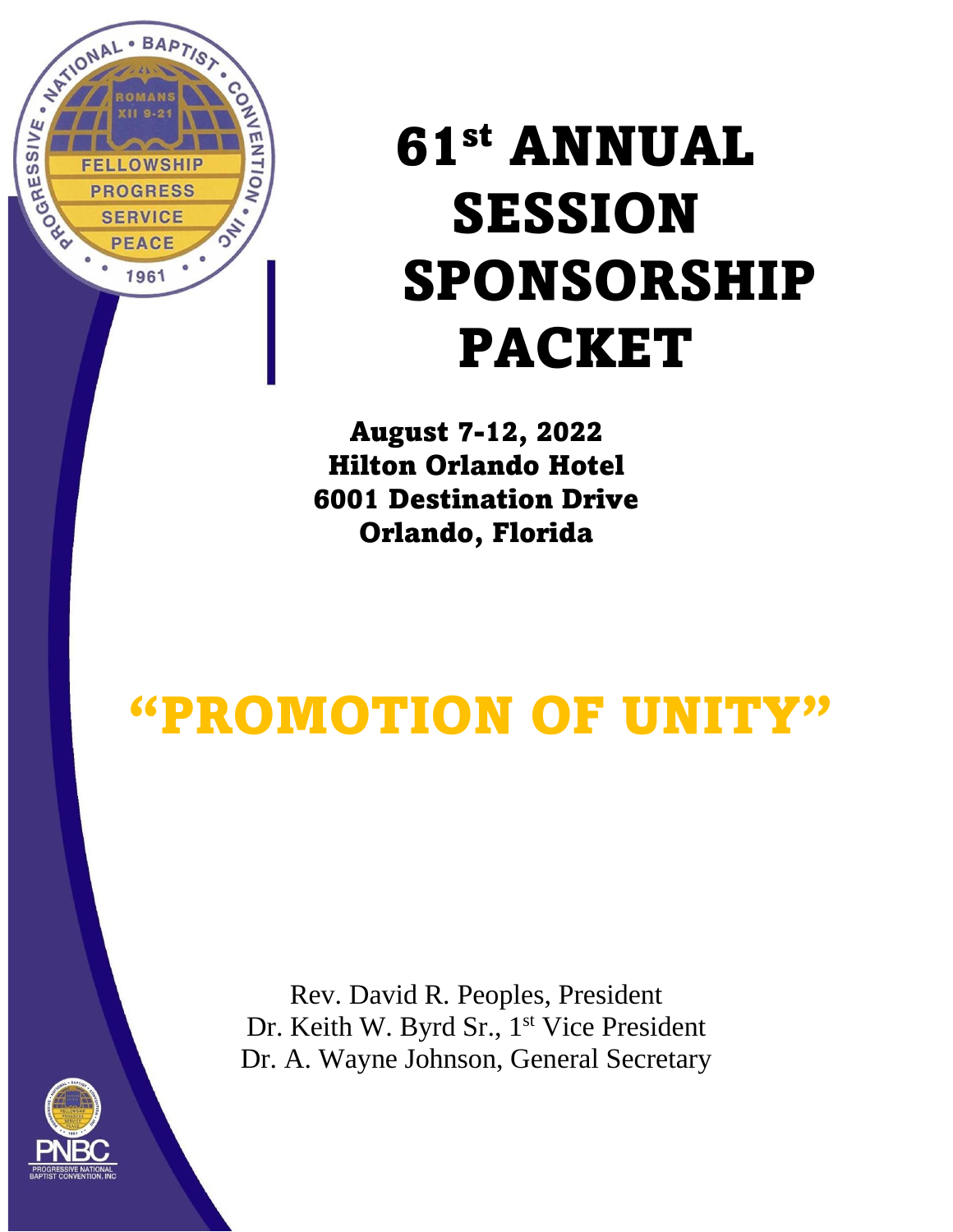# 61st ANNUAL SESSION SPONSORSHIP PACKET

**August 7-12, 2022**
**Hilton Orlando Hotel**
**6001 Destination Drive**
**Orlando, Florida**

## "PROMOTION OF UNITY"

Rev. David R. Peoples, President
Dr. Keith W. Byrd Sr., 1st Vice President
Dr. A. Wayne Johnson, General Secretary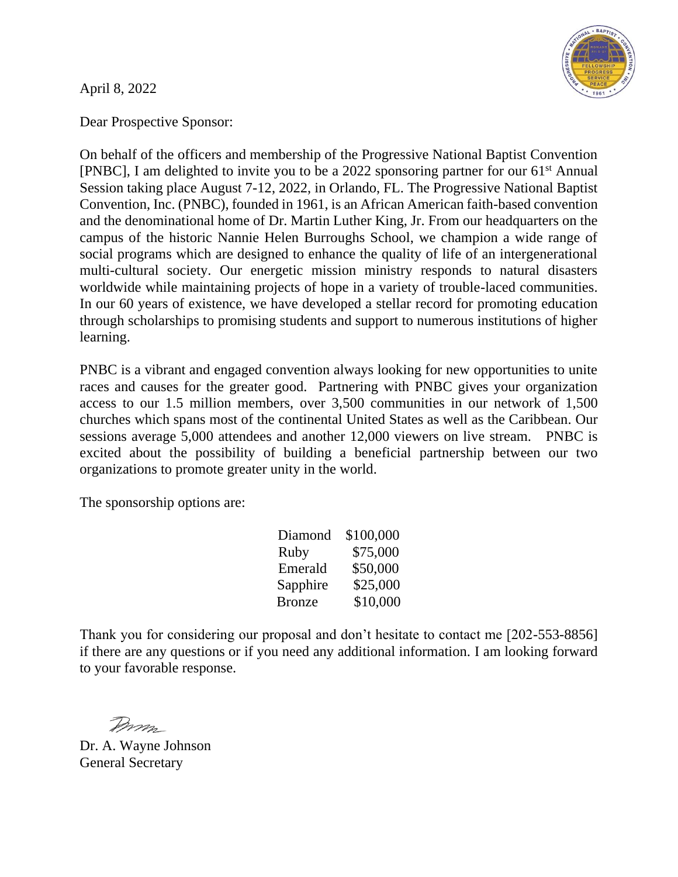April 8, 2022

Dear Prospective Sponsor:

On behalf of the officers and membership of the Progressive National Baptist Convention [PNBC], I am delighted to invite you to be a 2022 sponsoring partner for our 61st Annual Session taking place August 7-12, 2022, in Orlando, FL. The Progressive National Baptist Convention, Inc. (PNBC), founded in 1961, is an African American faith-based convention and the denominational home of Dr. Martin Luther King, Jr. From our headquarters on the campus of the historic Nannie Helen Burroughs School, we champion a wide range of social programs which are designed to enhance the quality of life of an intergenerational multi-cultural society. Our energetic mission ministry responds to natural disasters worldwide while maintaining projects of hope in a variety of trouble-laced communities. In our 60 years of existence, we have developed a stellar record for promoting education through scholarships to promising students and support to numerous institutions of higher learning.

PNBC is a vibrant and engaged convention always looking for new opportunities to unite races and causes for the greater good. Partnering with PNBC gives your organization access to our 1.5 million members, over 3,500 communities in our network of 1,500 churches which spans most of the continental United States as well as the Caribbean. Our sessions average 5,000 attendees and another 12,000 viewers on live stream. PNBC is excited about the possibility of building a beneficial partnership between our two organizations to promote greater unity in the world.

The sponsorship options are:

| | |
|---|---|
| Diamond | $100,000 |
| Ruby | $75,000 |
| Emerald | $50,000 |
| Sapphire | $25,000 |
| Bronze | $10,000 |

Thank you for considering our proposal and don't hesitate to contact me [202-553-8856] if there are any questions or if you need any additional information. I am looking forward to your favorable response.

Dr. A. Wayne Johnson
General Secretary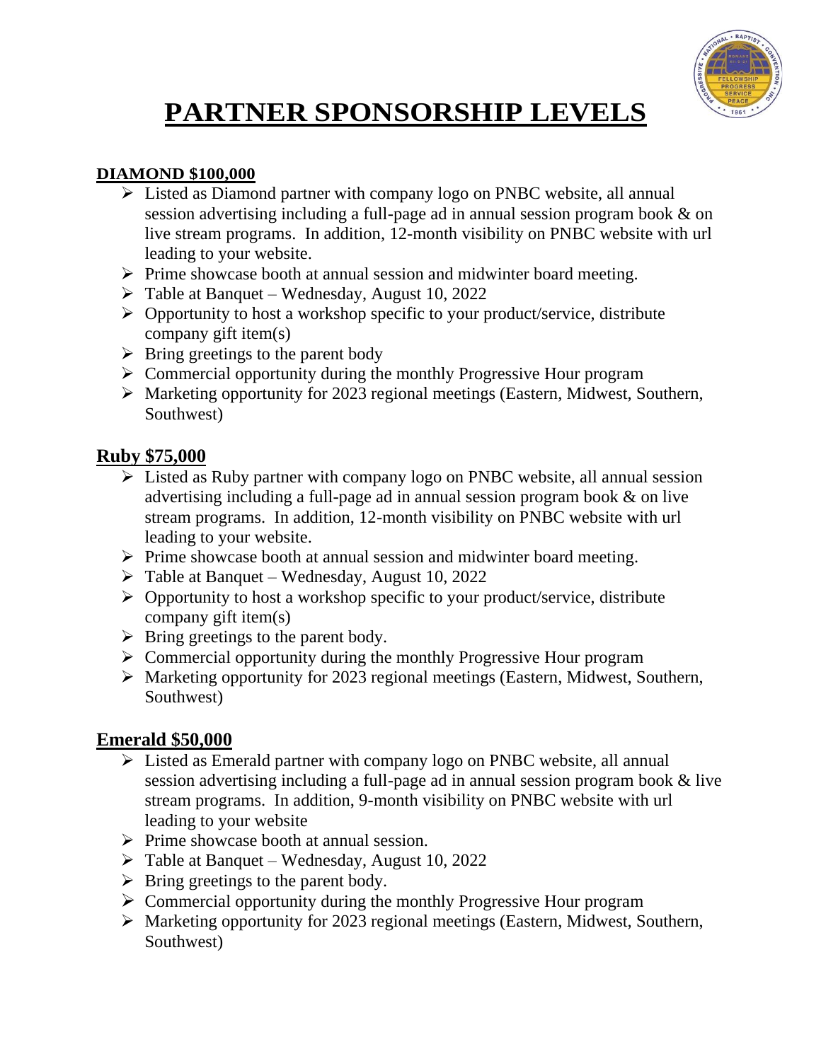# PARTNER SPONSORSHIP LEVELS

**DIAMOND $100,000**

- Listed as Diamond partner with company logo on PNBC website, all annual session advertising including a full-page ad in annual session program book & on live stream programs. In addition, 12-month visibility on PNBC website with url leading to your website.
- Prime showcase booth at annual session and midwinter board meeting.
- Table at Banquet – Wednesday, August 10, 2022
- Opportunity to host a workshop specific to your product/service, distribute company gift item(s)
- Bring greetings to the parent body
- Commercial opportunity during the monthly Progressive Hour program
- Marketing opportunity for 2023 regional meetings (Eastern, Midwest, Southern, Southwest)

**Ruby $75,000**

- Listed as Ruby partner with company logo on PNBC website, all annual session advertising including a full-page ad in annual session program book & on live stream programs. In addition, 12-month visibility on PNBC website with url leading to your website.
- Prime showcase booth at annual session and midwinter board meeting.
- Table at Banquet – Wednesday, August 10, 2022
- Opportunity to host a workshop specific to your product/service, distribute company gift item(s)
- Bring greetings to the parent body.
- Commercial opportunity during the monthly Progressive Hour program
- Marketing opportunity for 2023 regional meetings (Eastern, Midwest, Southern, Southwest)

**Emerald $50,000**

- Listed as Emerald partner with company logo on PNBC website, all annual session advertising including a full-page ad in annual session program book & live stream programs. In addition, 9-month visibility on PNBC website with url leading to your website
- Prime showcase booth at annual session.
- Table at Banquet – Wednesday, August 10, 2022
- Bring greetings to the parent body.
- Commercial opportunity during the monthly Progressive Hour program
- Marketing opportunity for 2023 regional meetings (Eastern, Midwest, Southern, Southwest)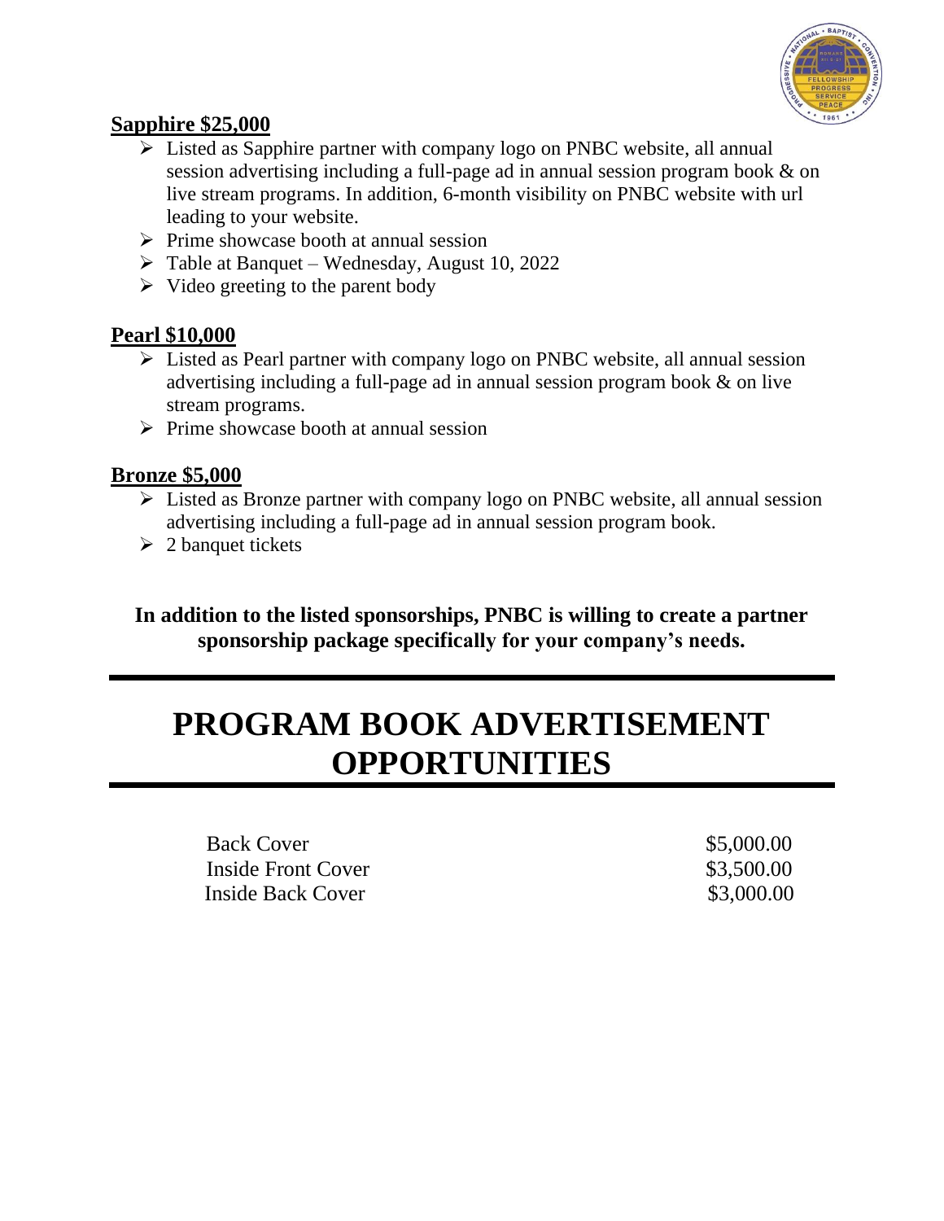**Sapphire $25,000**

- Listed as Sapphire partner with company logo on PNBC website, all annual session advertising including a full-page ad in annual session program book & on live stream programs. In addition, 6-month visibility on PNBC website with url leading to your website.
- Prime showcase booth at annual session
- Table at Banquet – Wednesday, August 10, 2022
- Video greeting to the parent body

**Pearl $10,000**

- Listed as Pearl partner with company logo on PNBC website, all annual session advertising including a full-page ad in annual session program book & on live stream programs.
- Prime showcase booth at annual session

**Bronze $5,000**

- Listed as Bronze partner with company logo on PNBC website, all annual session advertising including a full-page ad in annual session program book.
- 2 banquet tickets

**In addition to the listed sponsorships, PNBC is willing to create a partner sponsorship package specifically for your company's needs.**

---

# PROGRAM BOOK ADVERTISEMENT OPPORTUNITIES

---

| | |
|---|---|
| Back Cover | $5,000.00 |
| Inside Front Cover | $3,500.00 |
| Inside Back Cover | $3,000.00 |